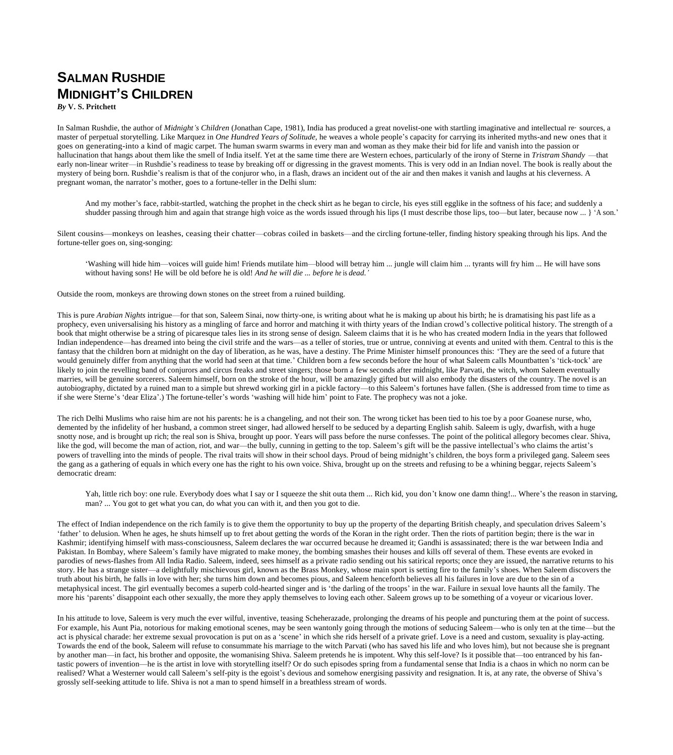# Salman Rushdie
# Midnight's Children

***By*** **V. S. Pritchett**

In Salman Rushdie, the author of *Midnight's Children* (Jonathan Cape, 1981), India has produced a great novelist-one with startling imaginative and intellectual re· sources, a master of perpetual storytelling. Like Marquez in *One Hundred Years of Solitude*, he weaves a whole people's capacity for carrying its inherited myths-and new ones that it goes on generating-into a kind of magic carpet. The human swarm swarms in every man and woman as they make their bid for life and vanish into the passion or hallucination that hangs about them like the smell of India itself. Yet at the same time there are Western echoes, particularly of the irony of Sterne in *Tristram Shandy* —that early non-linear writer—in Rushdie's readiness to tease by breaking off or digressing in the gravest moments. This is very odd in an Indian novel. The book is really about the mystery of being born. Rushdie's realism is that of the conjuror who, in a flash, draws an incident out of the air and then makes it vanish and laughs at his cleverness. A pregnant woman, the narrator's mother, goes to a fortune-teller in the Delhi slum:

> And my mother's face, rabbit-startled, watching the prophet in the check shirt as he began to circle, his eyes still egglike in the softness of his face; and suddenly a shudder passing through him and again that strange high voice as the words issued through his lips (I must describe those lips, too—but later, because now ... } 'A son.'

Silent cousins—monkeys on leashes, ceasing their chatter—cobras coiled in baskets—and the circling fortune-teller, finding history speaking through his lips. And the fortune-teller goes on, sing-songing:

> 'Washing will hide him—voices will guide him! Friends mutilate him—blood will betray him ... jungle will claim him ... tyrants will fry him ... He will have sons without having sons! He will be old before he is old! *And he will die ... before he is dead.'*

Outside the room, monkeys are throwing down stones on the street from a ruined building.

This is pure *Arabian Nights* intrigue—for that son, Saleem Sinai, now thirty-one, is writing about what he is making up about his birth; he is dramatising his past life as a prophecy, even universalising his history as a mingling of farce and horror and matching it with thirty years of the Indian crowd's collective political history. The strength of a book that might otherwise be a string of picaresque tales lies in its strong sense of design. Saleem claims that it is he who has created modern India in the years that followed Indian independence—has dreamed into being the civil strife and the wars—as a teller of stories, true or untrue, conniving at events and united with them. Central to this is the fantasy that the children born at midnight on the day of liberation, as he was, have a destiny. The Prime Minister himself pronounces this: 'They are the seed of a future that would genuinely differ from anything that the world had seen at that time.' Children born a few seconds before the hour of what Saleem calls Mountbatten's 'tick-tock' are likely to join the revelling band of conjurors and circus freaks and street singers; those born a few seconds after midnight, like Parvati, the witch, whom Saleem eventually marries, will be genuine sorcerers. Saleem himself, born on the stroke of the hour, will be amazingly gifted but will also embody the disasters of the country. The novel is an autobiography, dictated by a ruined man to a simple but shrewd working girl in a pickle factory—to this Saleem's fortunes have fallen. (She is addressed from time to time as if she were Sterne's 'dear Eliza'.) The fortune-teller's words 'washing will hide him' point to Fate. The prophecy was not a joke.

The rich Delhi Muslims who raise him are not his parents: he is a changeling, and not their son. The wrong ticket has been tied to his toe by a poor Goanese nurse, who, demented by the infidelity of her husband, a common street singer, had allowed herself to be seduced by a departing English sahib. Saleem is ugly, dwarfish, with a huge snotty nose, and is brought up rich; the real son is Shiva, brought up poor. Years will pass before the nurse confesses. The point of the political allegory becomes clear. Shiva, like the god, will become the man of action, riot, and war—the bully, cunning in getting to the top. Saleem's gift will be the passive intellectual's who claims the artist's powers of travelling into the minds of people. The rival traits will show in their school days. Proud of being midnight's children, the boys form a privileged gang. Saleem sees the gang as a gathering of equals in which every one has the right to his own voice. Shiva, brought up on the streets and refusing to be a whining beggar, rejects Saleem's democratic dream:

> Yah, little rich boy: one rule. Everybody does what I say or I squeeze the shit outa them ... Rich kid, you don't know one damn thing!... Where's the reason in starving, man? ... You got to get what you can, do what you can with it, and then you got to die.

The effect of Indian independence on the rich family is to give them the opportunity to buy up the property of the departing British cheaply, and speculation drives Saleem's 'father' to delusion. When he ages, he shuts himself up to fret about getting the words of the Koran in the right order. Then the riots of partition begin; there is the war in Kashmir; identifying himself with mass-consciousness, Saleem declares the war occurred because he dreamed it; Gandhi is assassinated; there is the war between India and Pakistan. In Bombay, where Saleem's family have migrated to make money, the bombing smashes their houses and kills off several of them. These events are evoked in parodies of news-flashes from All India Radio. Saleem, indeed, sees himself as a private radio sending out his satirical reports; once they are issued, the narrative returns to his story. He has a strange sister—a delightfully mischievous girl, known as the Brass Monkey, whose main sport is setting fire to the family's shoes. When Saleem discovers the truth about his birth, he falls in love with her; she turns him down and becomes pious, and Saleem henceforth believes all his failures in love are due to the sin of a metaphysical incest. The girl eventually becomes a superb cold-hearted singer and is 'the darling of the troops' in the war. Failure in sexual love haunts all the family. The more his 'parents' disappoint each other sexually, the more they apply themselves to loving each other. Saleem grows up to be something of a voyeur or vicarious lover.

In his attitude to love, Saleem is very much the ever wilful, inventive, teasing Scheherazade, prolonging the dreams of his people and puncturing them at the point of success. For example, his Aunt Pia, notorious for making emotional scenes, may be seen wantonly going through the motions of seducing Saleem—who is only ten at the time—but the act is physical charade: her extreme sexual provocation is put on as a 'scene' in which she rids herself of a private grief. Love is a need and custom, sexuality is play-acting. Towards the end of the book, Saleem will refuse to consummate his marriage to the witch Parvati (who has saved his life and who loves him), but not because she is pregnant by another man—in fact, his brother and opposite, the womanising Shiva. Saleem pretends he is impotent. Why this self-love? Is it possible that—too entranced by his fantastic powers of invention—he is the artist in love with storytelling itself? Or do such episodes spring from a fundamental sense that India is a chaos in which no norm can be realised? What a Westerner would call Saleem's self-pity is the egoist's devious and somehow energising passivity and resignation. It is, at any rate, the obverse of Shiva's grossly self-seeking attitude to life. Shiva is not a man to spend himself in a breathless stream of words.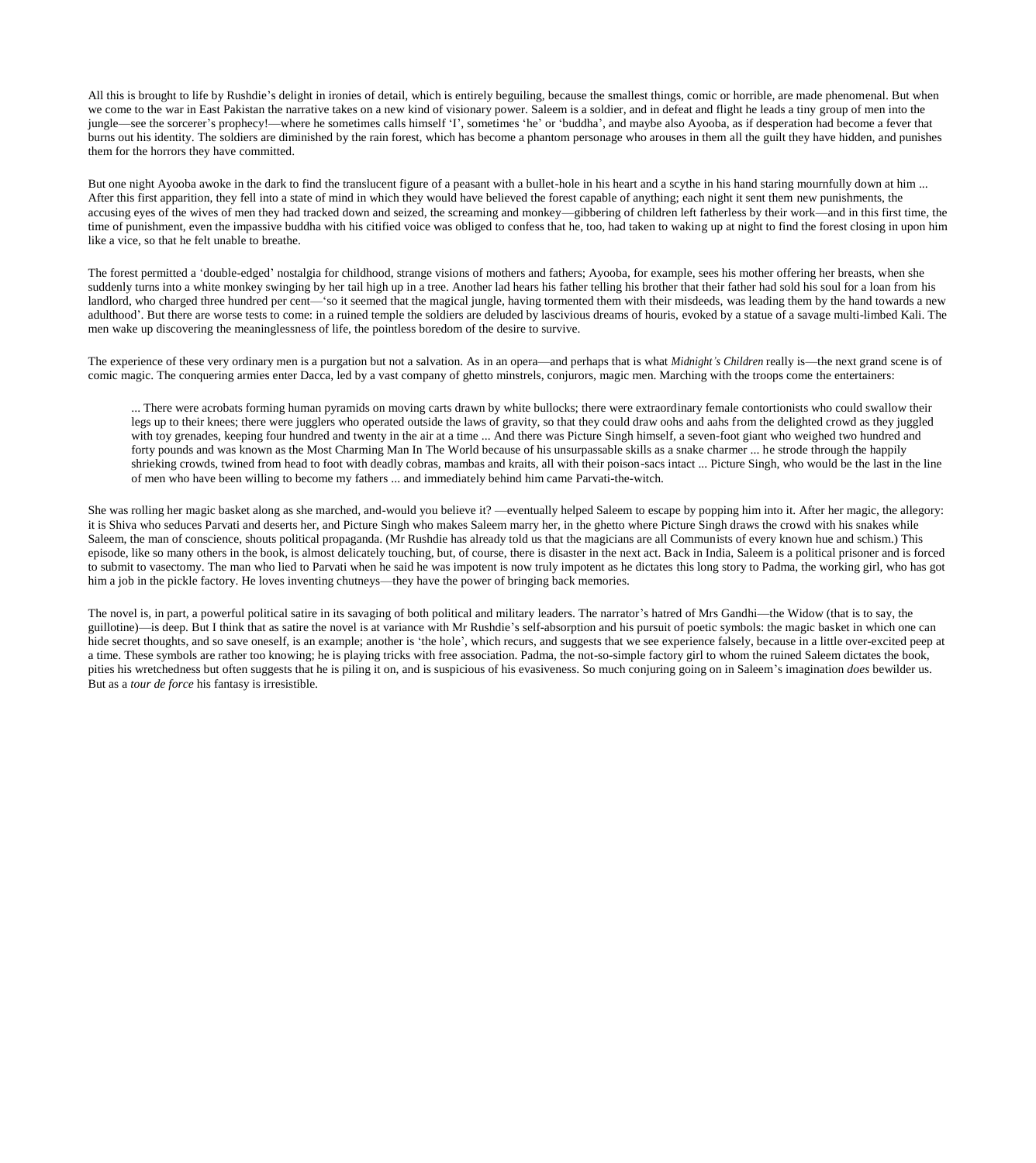All this is brought to life by Rushdie's delight in ironies of detail, which is entirely beguiling, because the smallest things, comic or horrible, are made phenomenal. But when we come to the war in East Pakistan the narrative takes on a new kind of visionary power. Saleem is a soldier, and in defeat and flight he leads a tiny group of men into the jungle—see the sorcerer's prophecy!—where he sometimes calls himself 'I', sometimes 'he' or 'buddha', and maybe also Ayooba, as if desperation had become a fever that burns out his identity. The soldiers are diminished by the rain forest, which has become a phantom personage who arouses in them all the guilt they have hidden, and punishes them for the horrors they have committed.

But one night Ayooba awoke in the dark to find the translucent figure of a peasant with a bullet-hole in his heart and a scythe in his hand staring mournfully down at him ... After this first apparition, they fell into a state of mind in which they would have believed the forest capable of anything; each night it sent them new punishments, the accusing eyes of the wives of men they had tracked down and seized, the screaming and monkey—gibbering of children left fatherless by their work—and in this first time, the time of punishment, even the impassive buddha with his citified voice was obliged to confess that he, too, had taken to waking up at night to find the forest closing in upon him like a vice, so that he felt unable to breathe.

The forest permitted a 'double-edged' nostalgia for childhood, strange visions of mothers and fathers; Ayooba, for example, sees his mother offering her breasts, when she suddenly turns into a white monkey swinging by her tail high up in a tree. Another lad hears his father telling his brother that their father had sold his soul for a loan from his landlord, who charged three hundred per cent—'so it seemed that the magical jungle, having tormented them with their misdeeds, was leading them by the hand towards a new adulthood'. But there are worse tests to come: in a ruined temple the soldiers are deluded by lascivious dreams of houris, evoked by a statue of a savage multi-limbed Kali. The men wake up discovering the meaninglessness of life, the pointless boredom of the desire to survive.

The experience of these very ordinary men is a purgation but not a salvation. As in an opera—and perhaps that is what *Midnight's Children* really is—the next grand scene is of comic magic. The conquering armies enter Dacca, led by a vast company of ghetto minstrels, conjurors, magic men. Marching with the troops come the entertainers:

> ... There were acrobats forming human pyramids on moving carts drawn by white bullocks; there were extraordinary female contortionists who could swallow their legs up to their knees; there were jugglers who operated outside the laws of gravity, so that they could draw oohs and aahs from the delighted crowd as they juggled with toy grenades, keeping four hundred and twenty in the air at a time ... And there was Picture Singh himself, a seven-foot giant who weighed two hundred and forty pounds and was known as the Most Charming Man In The World because of his unsurpassable skills as a snake charmer ... he strode through the happily shrieking crowds, twined from head to foot with deadly cobras, mambas and kraits, all with their poison-sacs intact ... Picture Singh, who would be the last in the line of men who have been willing to become my fathers ... and immediately behind him came Parvati-the-witch.

She was rolling her magic basket along as she marched, and-would you believe it? —eventually helped Saleem to escape by popping him into it. After her magic, the allegory: it is Shiva who seduces Parvati and deserts her, and Picture Singh who makes Saleem marry her, in the ghetto where Picture Singh draws the crowd with his snakes while Saleem, the man of conscience, shouts political propaganda. (Mr Rushdie has already told us that the magicians are all Communists of every known hue and schism.) This episode, like so many others in the book, is almost delicately touching, but, of course, there is disaster in the next act. Back in India, Saleem is a political prisoner and is forced to submit to vasectomy. The man who lied to Parvati when he said he was impotent is now truly impotent as he dictates this long story to Padma, the working girl, who has got him a job in the pickle factory. He loves inventing chutneys—they have the power of bringing back memories.

The novel is, in part, a powerful political satire in its savaging of both political and military leaders. The narrator's hatred of Mrs Gandhi—the Widow (that is to say, the guillotine)—is deep. But I think that as satire the novel is at variance with Mr Rushdie's self-absorption and his pursuit of poetic symbols: the magic basket in which one can hide secret thoughts, and so save oneself, is an example; another is 'the hole', which recurs, and suggests that we see experience falsely, because in a little over-excited peep at a time. These symbols are rather too knowing; he is playing tricks with free association. Padma, the not-so-simple factory girl to whom the ruined Saleem dictates the book, pities his wretchedness but often suggests that he is piling it on, and is suspicious of his evasiveness. So much conjuring going on in Saleem's imagination *does* bewilder us. But as a *tour de force* his fantasy is irresistible.